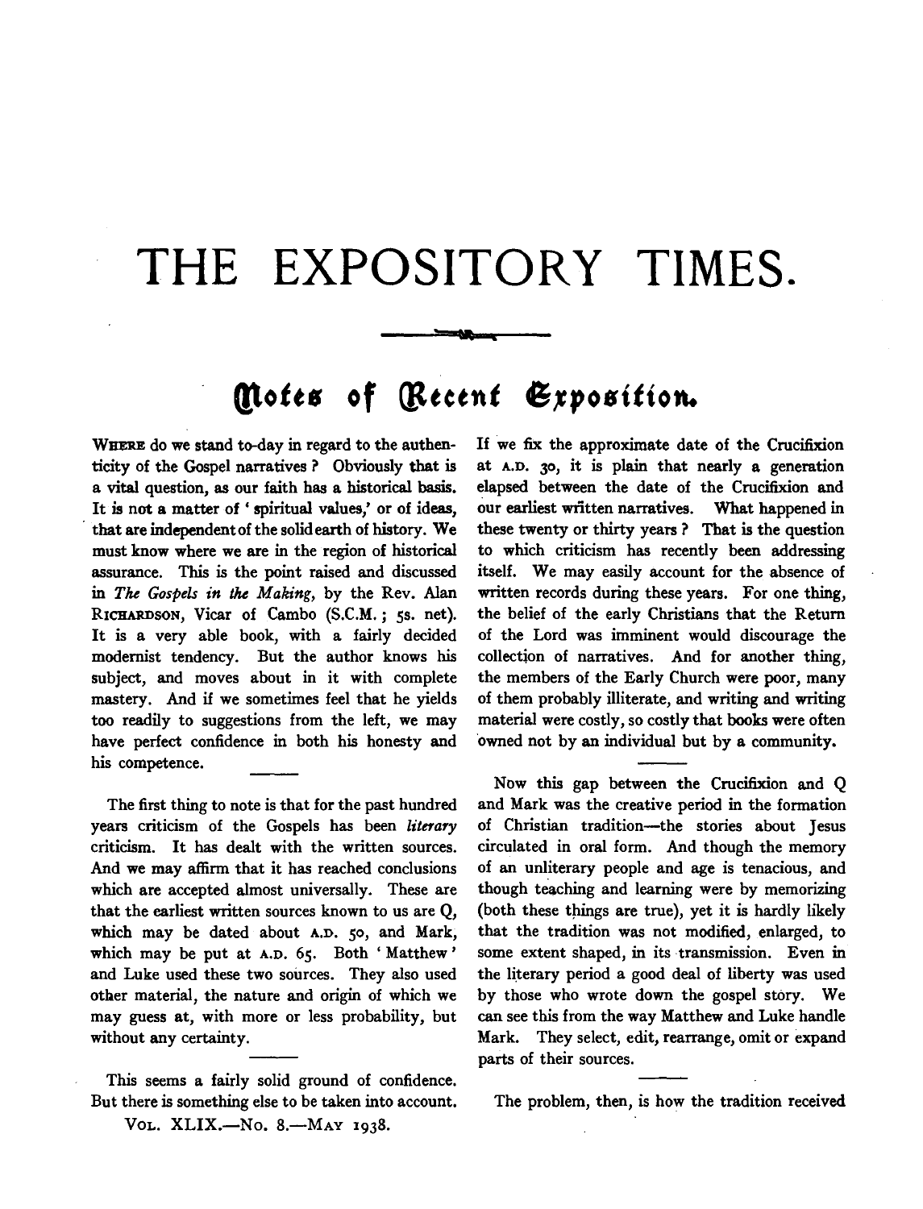# THE EXPOSITORY TIMES.

## Notes of Recent Exposition.

WHERE do we stand to-day in regard to the authenticity of the Gospel narratives? Obviously that is a vital question, as our faith has a historical basis. It is not a matter of 'spiritual values,' or of ideas, that are independent of the solid earth of history. We must know where we are in the region of historical assurance. This is the point raised and discussed in *The Gospels in the Making*, by the Rev. Alan RICHARDSON, Vicar of Cambo (S.C.M.; 5s. net). It is a very able book, with a fairly decided modernist tendency. But the author knows his subject, and moves about in it with complete mastery. And if we sometimes feel that he yields too readily to suggestions from the left, we may have perfect confidence in both his honesty and his competence.

The first thing to note is that for the past hundred years criticism of the Gospels has been *literary* criticism. It has dealt with the written sources. And we may affirm that it has reached conclusions which are accepted almost universally. These are that the earliest written sources known to us are Q, which may be dated about A.D. 50, and Mark, which may be put at A.D. 65. Both 'Matthew' and Luke used these two sources. They also used other material, the nature and origin of which we may guess at, with more or less probability, but without any certainty.

This seems a fairly solid ground of confidence. But there is something else to be taken into account. If we fix the approximate date of the Crucifixion at A.D. 30, it is plain that nearly a generation elapsed between the date of the Crucifixion and our earliest written narratives. What happened in these twenty or thirty years? That is the question to which criticism has recently been addressing itself. We may easily account for the absence of written records during these years. For one thing, the belief of the early Christians that the Return of the Lord was imminent would discourage the collection of narratives. And for another thing, the members of the Early Church were poor, many of them probably illiterate, and writing and writing material were costly, so costly that books were often owned not by an individual but by a community.

Now this gap between the Crucifixion and Q and Mark was the creative period in the formation of Christian tradition—the stories about Jesus circulated in oral form. And though the memory of an unliterary people and age is tenacious, and though teaching and learning were by memorizing (both these things are true), yet it is hardly likely that the tradition was not modified, enlarged, to some extent shaped, in its transmission. Even in the literary period a good deal of liberty was used by those who wrote down the gospel story. We can see this from the way Matthew and Luke handle Mark. They select, edit, rearrange, omit or expand parts of their sources.

The problem, then, is how the tradition received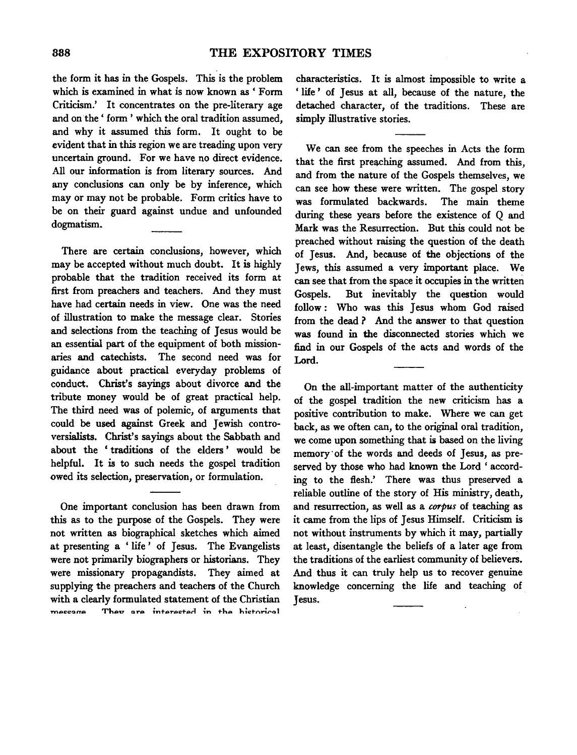the form it has in the Gospels. This is the problem which is examined in what is now known as 'Form Criticism.' It concentrates on the pre-literary age and on the 'form' which the oral tradition assumed, and why it assumed this form. It ought to be evident that in this region we are treading upon very uncertain ground. For we have no direct evidence. All our information is from literary sources. And any conclusions can only be by inference, which may or may not be probable. Form critics have to be on their guard against undue and unfounded dogmatism.

---

There are certain conclusions, however, which may be accepted without much doubt. It is highly probable that the tradition received its form at first from preachers and teachers. And they must have had certain needs in view. One was the need of illustration to make the message clear. Stories and selections from the teaching of Jesus would be an essential part of the equipment of both missionaries and catechists. The second need was for guidance about practical everyday problems of conduct. Christ's sayings about divorce and the tribute money would be of great practical help. The third need was of polemic, of arguments that could be used against Greek and Jewish controversialists. Christ's sayings about the Sabbath and about the 'traditions of the elders' would be helpful. It is to such needs the gospel tradition owed its selection, preservation, or formulation.

---

One important conclusion has been drawn from this as to the purpose of the Gospels. They were not written as biographical sketches which aimed at presenting a 'life' of Jesus. The Evangelists were not primarily biographers or historians. They were missionary propagandists. They aimed at supplying the preachers and teachers of the Church with a clearly formulated statement of the Christian message. They are interested in the historical characteristics. It is almost impossible to write a 'life' of Jesus at all, because of the nature, the detached character, of the traditions. These are simply illustrative stories.

---

We can see from the speeches in Acts the form that the first preaching assumed. And from this, and from the nature of the Gospels themselves, we can see how these were written. The gospel story was formulated backwards. The main theme during these years before the existence of Q and Mark was the Resurrection. But this could not be preached without raising the question of the death of Jesus. And, because of the objections of the Jews, this assumed a very important place. We can see that from the space it occupies in the written Gospels. But inevitably the question would follow: Who was this Jesus whom God raised from the dead? And the answer to that question was found in the disconnected stories which we find in our Gospels of the acts and words of the Lord.

---

On the all-important matter of the authenticity of the gospel tradition the new criticism has a positive contribution to make. Where we can get back, as we often can, to the original oral tradition, we come upon something that is based on the living memory of the words and deeds of Jesus, as preserved by those who had known the Lord 'according to the flesh.' There was thus preserved a reliable outline of the story of His ministry, death, and resurrection, as well as a *corpus* of teaching as it came from the lips of Jesus Himself. Criticism is not without instruments by which it may, partially at least, disentangle the beliefs of a later age from the traditions of the earliest community of believers. And thus it can truly help us to recover genuine knowledge concerning the life and teaching of Jesus.

---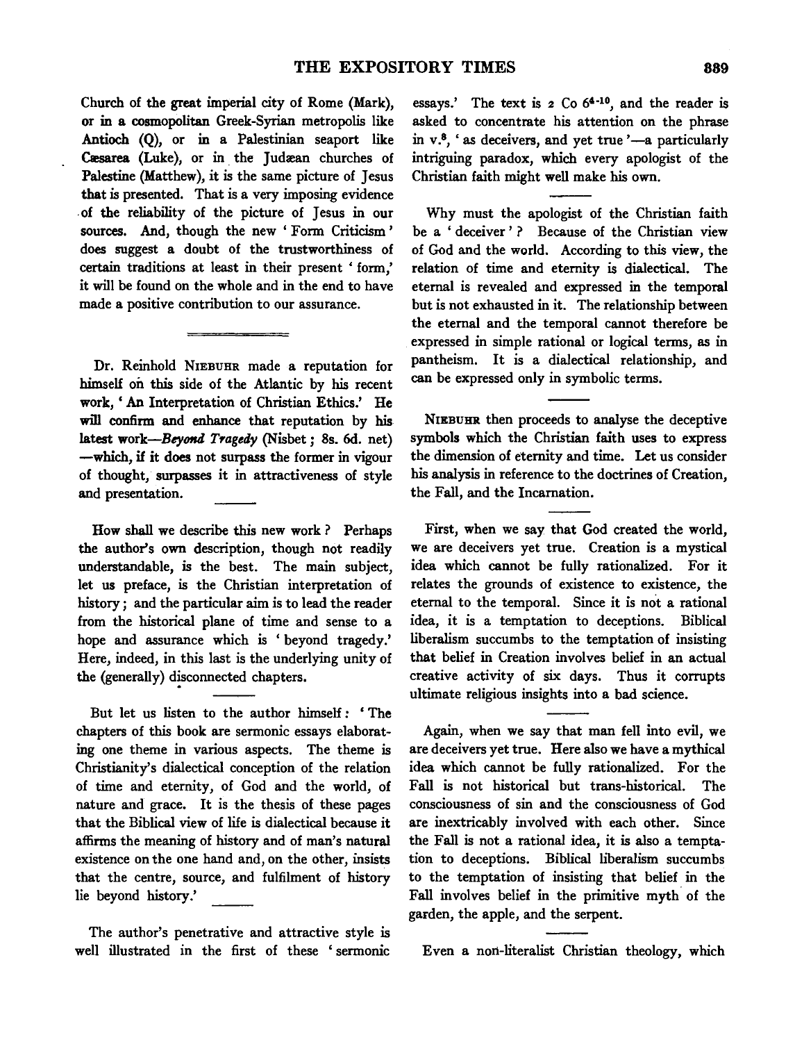Church of the great imperial city of Rome (Mark), or in a cosmopolitan Greek-Syrian metropolis like Antioch (Q), or in a Palestinian seaport like Cæsarea (Luke), or in the Judæan churches of Palestine (Matthew), it is the same picture of Jesus that is presented. That is a very imposing evidence of the reliability of the picture of Jesus in our sources. And, though the new 'Form Criticism' does suggest a doubt of the trustworthiness of certain traditions at least in their present 'form,' it will be found on the whole and in the end to have made a positive contribution to our assurance.

---

Dr. Reinhold NIEBUHR made a reputation for himself on this side of the Atlantic by his recent work, 'An Interpretation of Christian Ethics.' He will confirm and enhance that reputation by his latest work—*Beyond Tragedy* (Nisbet; 8s. 6d. net)—which, if it does not surpass the former in vigour of thought, surpasses it in attractiveness of style and presentation.

How shall we describe this new work? Perhaps the author's own description, though not readily understandable, is the best. The main subject, let us preface, is the Christian interpretation of history; and the particular aim is to lead the reader from the historical plane of time and sense to a hope and assurance which is 'beyond tragedy.' Here, indeed, in this last is the underlying unity of the (generally) disconnected chapters.

But let us listen to the author himself: 'The chapters of this book are sermonic essays elaborating one theme in various aspects. The theme is Christianity's dialectical conception of the relation of time and eternity, of God and the world, of nature and grace. It is the thesis of these pages that the Biblical view of life is dialectical because it affirms the meaning of history and of man's natural existence on the one hand and, on the other, insists that the centre, source, and fulfilment of history lie beyond history.'

The author's penetrative and attractive style is well illustrated in the first of these 'sermonic essays.' The text is 2 Co $6^{4-10}$, and the reader is asked to concentrate his attention on the phrase in v.[8], 'as deceivers, and yet true'—a particularly intriguing paradox, which every apologist of the Christian faith might well make his own.

Why must the apologist of the Christian faith be a 'deceiver'? Because of the Christian view of God and the world. According to this view, the relation of time and eternity is dialectical. The eternal is revealed and expressed in the temporal but is not exhausted in it. The relationship between the eternal and the temporal cannot therefore be expressed in simple rational or logical terms, as in pantheism. It is a dialectical relationship, and can be expressed only in symbolic terms.

NIEBUHR then proceeds to analyse the deceptive symbols which the Christian faith uses to express the dimension of eternity and time. Let us consider his analysis in reference to the doctrines of Creation, the Fall, and the Incarnation.

First, when we say that God created the world, we are deceivers yet true. Creation is a mystical idea which cannot be fully rationalized. For it relates the grounds of existence to existence, the eternal to the temporal. Since it is not a rational idea, it is a temptation to deceptions. Biblical liberalism succumbs to the temptation of insisting that belief in Creation involves belief in an actual creative activity of six days. Thus it corrupts ultimate religious insights into a bad science.

Again, when we say that man fell into evil, we are deceivers yet true. Here also we have a mythical idea which cannot be fully rationalized. For the Fall is not historical but trans-historical. The consciousness of sin and the consciousness of God are inextricably involved with each other. Since the Fall is not a rational idea, it is also a temptation to deceptions. Biblical liberalism succumbs to the temptation of insisting that belief in the Fall involves belief in the primitive myth of the garden, the apple, and the serpent.

Even a non-literalist Christian theology, which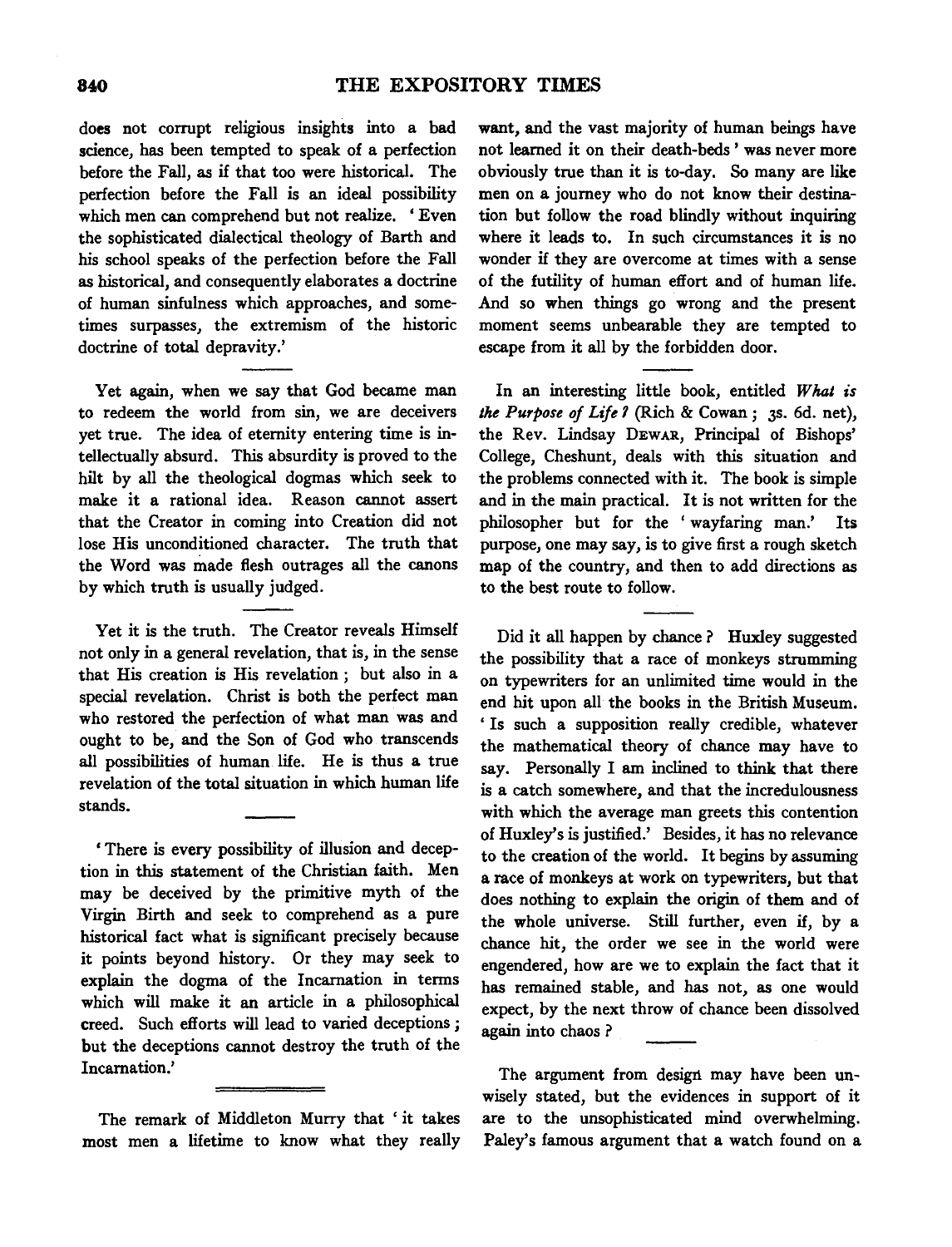does not corrupt religious insights into a bad science, has been tempted to speak of a perfection before the Fall, as if that too were historical. The perfection before the Fall is an ideal possibility which men can comprehend but not realize. 'Even the sophisticated dialectical theology of Barth and his school speaks of the perfection before the Fall as historical, and consequently elaborates a doctrine of human sinfulness which approaches, and sometimes surpasses, the extremism of the historic doctrine of total depravity.'

---

Yet again, when we say that God became man to redeem the world from sin, we are deceivers yet true. The idea of eternity entering time is intellectually absurd. This absurdity is proved to the hilt by all the theological dogmas which seek to make it a rational idea. Reason cannot assert that the Creator in coming into Creation did not lose His unconditioned character. The truth that the Word was made flesh outrages all the canons by which truth is usually judged.

---

Yet it is the truth. The Creator reveals Himself not only in a general revelation, that is, in the sense that His creation is His revelation; but also in a special revelation. Christ is both the perfect man who restored the perfection of what man was and ought to be, and the Son of God who transcends all possibilities of human life. He is thus a true revelation of the total situation in which human life stands.

---

'There is every possibility of illusion and deception in this statement of the Christian faith. Men may be deceived by the primitive myth of the Virgin Birth and seek to comprehend as a pure historical fact what is significant precisely because it points beyond history. Or they may seek to explain the dogma of the Incarnation in terms which will make it an article in a philosophical creed. Such efforts will lead to varied deceptions; but the deceptions cannot destroy the truth of the Incarnation.'

---

The remark of Middleton Murry that 'it takes most men a lifetime to know what they really want, and the vast majority of human beings have not learned it on their death-beds' was never more obviously true than it is to-day. So many are like men on a journey who do not know their destination but follow the road blindly without inquiring where it leads to. In such circumstances it is no wonder if they are overcome at times with a sense of the futility of human effort and of human life. And so when things go wrong and the present moment seems unbearable they are tempted to escape from it all by the forbidden door.

---

In an interesting little book, entitled *What is the Purpose of Life?* (Rich & Cowan; 3s. 6d. net), the Rev. Lindsay Dewar, Principal of Bishops' College, Cheshunt, deals with this situation and the problems connected with it. The book is simple and in the main practical. It is not written for the philosopher but for the 'wayfaring man.' Its purpose, one may say, is to give first a rough sketch map of the country, and then to add directions as to the best route to follow.

---

Did it all happen by chance? Huxley suggested the possibility that a race of monkeys strumming on typewriters for an unlimited time would in the end hit upon all the books in the British Museum. 'Is such a supposition really credible, whatever the mathematical theory of chance may have to say. Personally I am inclined to think that there is a catch somewhere, and that the incredulousness with which the average man greets this contention of Huxley's is justified.' Besides, it has no relevance to the creation of the world. It begins by assuming a race of monkeys at work on typewriters, but that does nothing to explain the origin of them and of the whole universe. Still further, even if, by a chance hit, the order we see in the world were engendered, how are we to explain the fact that it has remained stable, and has not, as one would expect, by the next throw of chance been dissolved again into chaos?

---

The argument from design may have been unwisely stated, but the evidences in support of it are to the unsophisticated mind overwhelming. Paley's famous argument that a watch found on a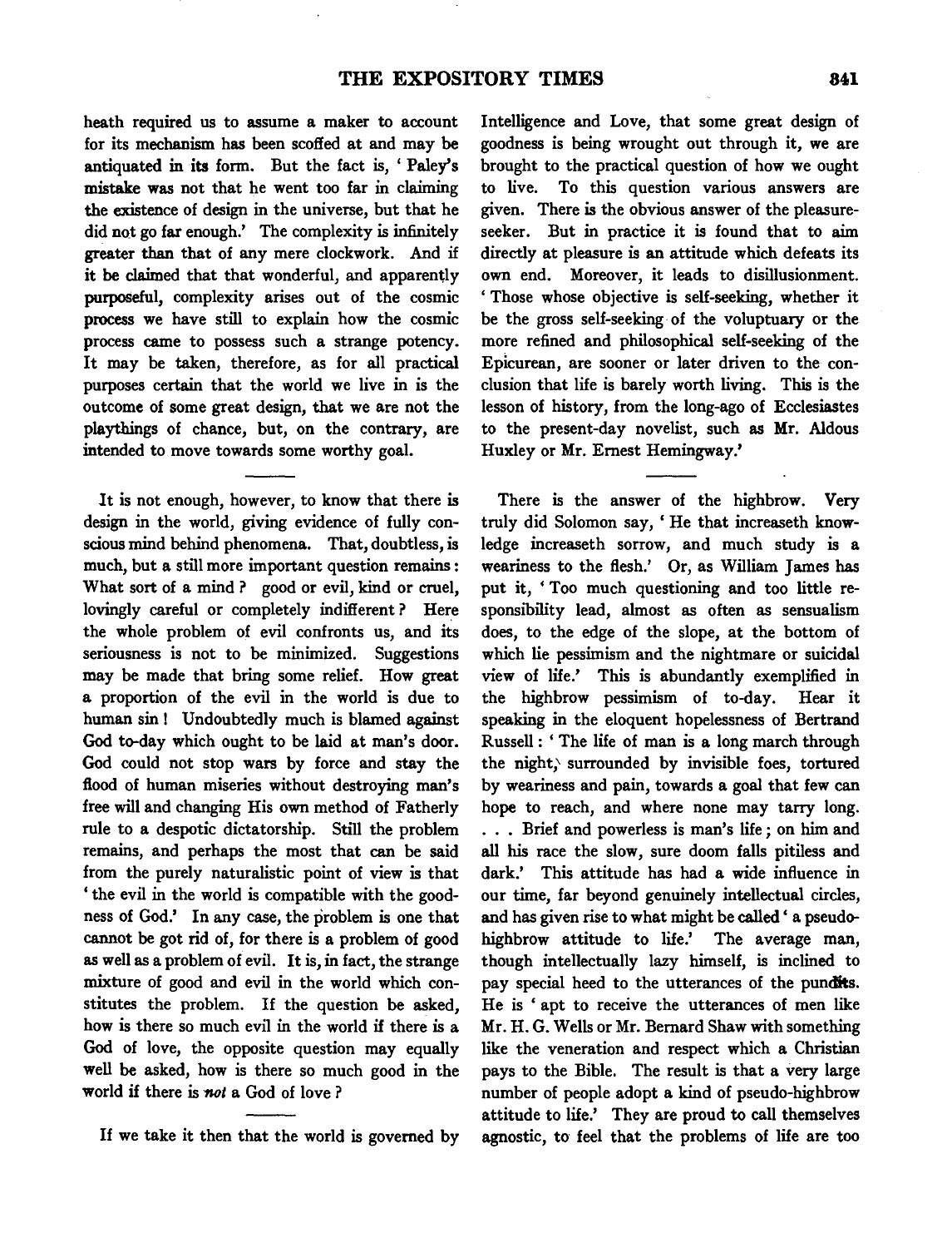heath required us to assume a maker to account for its mechanism has been scoffed at and may be antiquated in its form. But the fact is, 'Paley's mistake was not that he went too far in claiming the existence of design in the universe, but that he did not go far enough.' The complexity is infinitely greater than that of any mere clockwork. And if it be claimed that that wonderful, and apparently purposeful, complexity arises out of the cosmic process we have still to explain how the cosmic process came to possess such a strange potency. It may be taken, therefore, as for all practical purposes certain that the world we live in is the outcome of some great design, that we are not the playthings of chance, but, on the contrary, are intended to move towards some worthy goal.

---

It is not enough, however, to know that there is design in the world, giving evidence of fully conscious mind behind phenomena. That, doubtless, is much, but a still more important question remains: What sort of a mind? good or evil, kind or cruel, lovingly careful or completely indifferent? Here the whole problem of evil confronts us, and its seriousness is not to be minimized. Suggestions may be made that bring some relief. How great a proportion of the evil in the world is due to human sin! Undoubtedly much is blamed against God to-day which ought to be laid at man's door. God could not stop wars by force and stay the flood of human miseries without destroying man's free will and changing His own method of Fatherly rule to a despotic dictatorship. Still the problem remains, and perhaps the most that can be said from the purely naturalistic point of view is that 'the evil in the world is compatible with the goodness of God.' In any case, the problem is one that cannot be got rid of, for there is a problem of good as well as a problem of evil. It is, in fact, the strange mixture of good and evil in the world which constitutes the problem. If the question be asked, how is there so much evil in the world if there is a God of love, the opposite question may equally well be asked, how is there so much good in the world if there is *not* a God of love?

---

If we take it then that the world is governed by Intelligence and Love, that some great design of goodness is being wrought out through it, we are brought to the practical question of how we ought to live. To this question various answers are given. There is the obvious answer of the pleasure-seeker. But in practice it is found that to aim directly at pleasure is an attitude which defeats its own end. Moreover, it leads to disillusionment. 'Those whose objective is self-seeking, whether it be the gross self-seeking of the voluptuary or the more refined and philosophical self-seeking of the Epicurean, are sooner or later driven to the conclusion that life is barely worth living. This is the lesson of history, from the long-ago of Ecclesiastes to the present-day novelist, such as Mr. Aldous Huxley or Mr. Ernest Hemingway.'

---

There is the answer of the highbrow. Very truly did Solomon say, 'He that increaseth knowledge increaseth sorrow, and much study is a weariness to the flesh.' Or, as William James has put it, 'Too much questioning and too little responsibility lead, almost as often as sensualism does, to the edge of the slope, at the bottom of which lie pessimism and the nightmare or suicidal view of life.' This is abundantly exemplified in the highbrow pessimism of to-day. Hear it speaking in the eloquent hopelessness of Bertrand Russell: 'The life of man is a long march through the night, surrounded by invisible foes, tortured by weariness and pain, towards a goal that few can hope to reach, and where none may tarry long. . . . Brief and powerless is man's life; on him and all his race the slow, sure doom falls pitiless and dark.' This attitude has had a wide influence in our time, far beyond genuinely intellectual circles, and has given rise to what might be called 'a pseudo-highbrow attitude to life.' The average man, though intellectually lazy himself, is inclined to pay special heed to the utterances of the pundits. He is 'apt to receive the utterances of men like Mr. H. G. Wells or Mr. Bernard Shaw with something like the veneration and respect which a Christian pays to the Bible. The result is that a very large number of people adopt a kind of pseudo-highbrow attitude to life.' They are proud to call themselves agnostic, to feel that the problems of life are too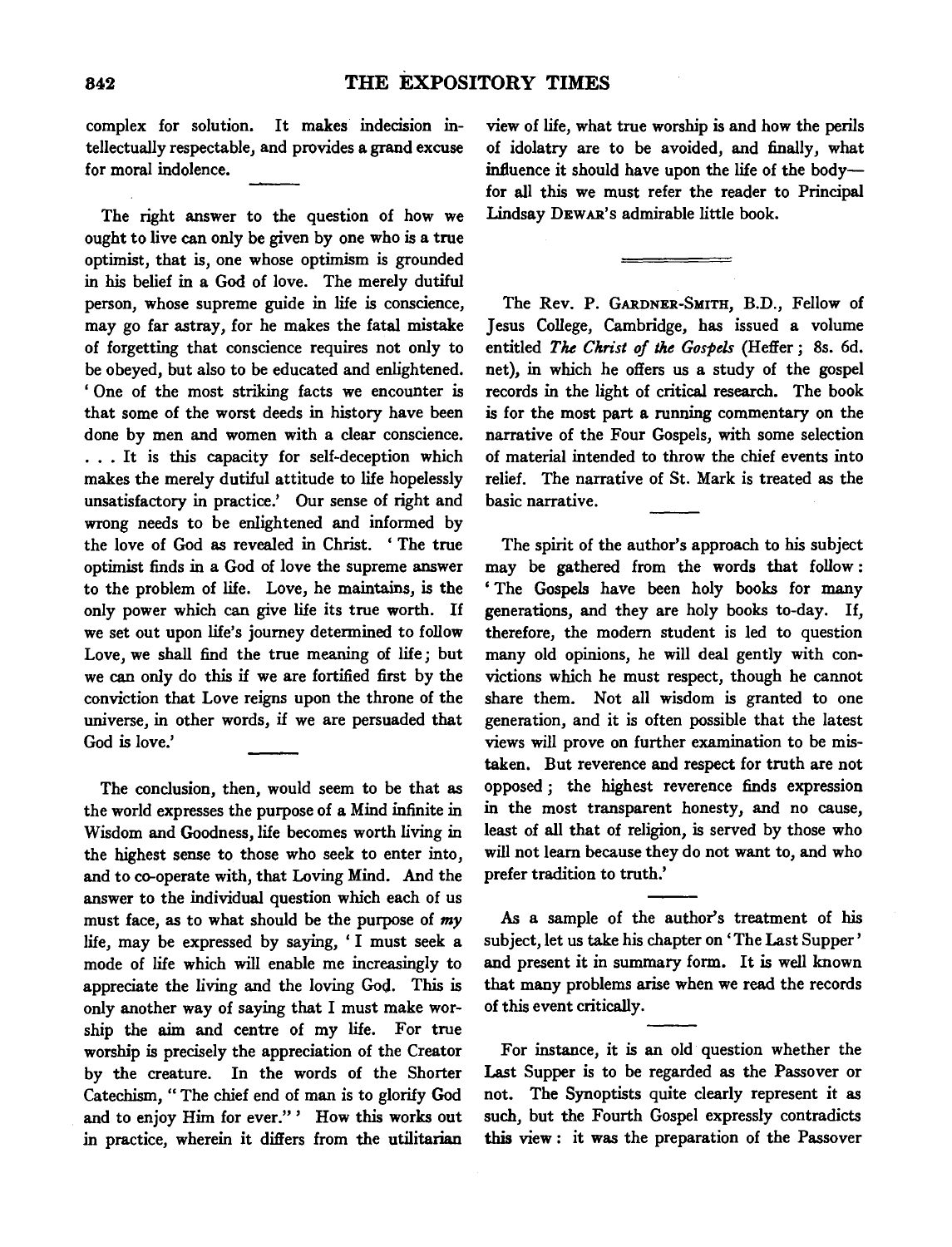complex for solution. It makes indecision intellectually respectable, and provides a grand excuse for moral indolence.

The right answer to the question of how we ought to live can only be given by one who is a true optimist, that is, one whose optimism is grounded in his belief in a God of love. The merely dutiful person, whose supreme guide in life is conscience, may go far astray, for he makes the fatal mistake of forgetting that conscience requires not only to be obeyed, but also to be educated and enlightened. 'One of the most striking facts we encounter is that some of the worst deeds in history have been done by men and women with a clear conscience. . . . It is this capacity for self-deception which makes the merely dutiful attitude to life hopelessly unsatisfactory in practice.' Our sense of right and wrong needs to be enlightened and informed by the love of God as revealed in Christ. 'The true optimist finds in a God of love the supreme answer to the problem of life. Love, he maintains, is the only power which can give life its true worth. If we set out upon life's journey determined to follow Love, we shall find the true meaning of life; but we can only do this if we are fortified first by the conviction that Love reigns upon the throne of the universe, in other words, if we are persuaded that God is love.'

The conclusion, then, would seem to be that as the world expresses the purpose of a Mind infinite in Wisdom and Goodness, life becomes worth living in the highest sense to those who seek to enter into, and to co-operate with, that Loving Mind. And the answer to the individual question which each of us must face, as to what should be the purpose of *my* life, may be expressed by saying, 'I must seek a mode of life which will enable me increasingly to appreciate the living and the loving God. This is only another way of saying that I must make worship the aim and centre of my life. For true worship is precisely the appreciation of the Creator by the creature. In the words of the Shorter Catechism, "The chief end of man is to glorify God and to enjoy Him for ever."' How this works out in practice, wherein it differs from the utilitarian view of life, what true worship is and how the perils of idolatry are to be avoided, and finally, what influence it should have upon the life of the body—for all this we must refer the reader to Principal Lindsay DEWAR's admirable little book.

---

The Rev. P. GARDNER-SMITH, B.D., Fellow of Jesus College, Cambridge, has issued a volume entitled *The Christ of the Gospels* (Heffer; 8s. 6d. net), in which he offers us a study of the gospel records in the light of critical research. The book is for the most part a running commentary on the narrative of the Four Gospels, with some selection of material intended to throw the chief events into relief. The narrative of St. Mark is treated as the basic narrative.

The spirit of the author's approach to his subject may be gathered from the words that follow: 'The Gospels have been holy books for many generations, and they are holy books to-day. If, therefore, the modern student is led to question many old opinions, he will deal gently with convictions which he must respect, though he cannot share them. Not all wisdom is granted to one generation, and it is often possible that the latest views will prove on further examination to be mistaken. But reverence and respect for truth are not opposed; the highest reverence finds expression in the most transparent honesty, and no cause, least of all that of religion, is served by those who will not learn because they do not want to, and who prefer tradition to truth.'

As a sample of the author's treatment of his subject, let us take his chapter on 'The Last Supper' and present it in summary form. It is well known that many problems arise when we read the records of this event critically.

For instance, it is an old question whether the Last Supper is to be regarded as the Passover or not. The Synoptists quite clearly represent it as such, but the Fourth Gospel expressly contradicts this view: it was the preparation of the Passover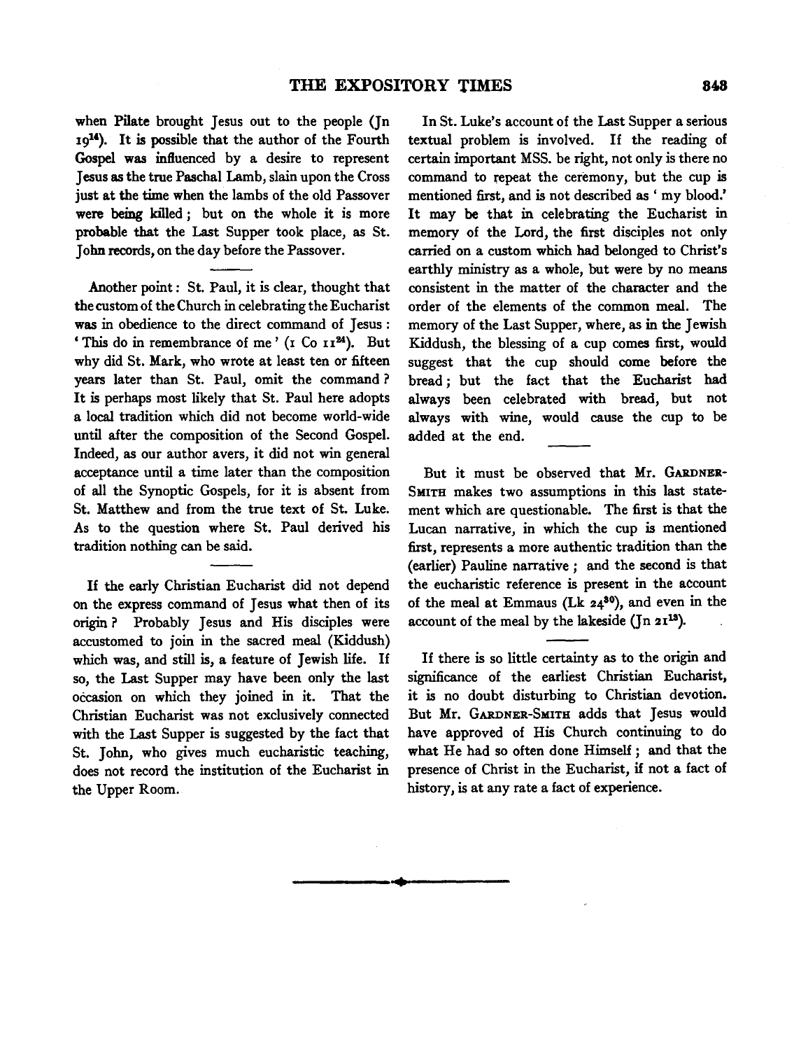when Pilate brought Jesus out to the people (Jn 19[14]). It is possible that the author of the Fourth Gospel was influenced by a desire to represent Jesus as the true Paschal Lamb, slain upon the Cross just at the time when the lambs of the old Passover were being killed; but on the whole it is more probable that the Last Supper took place, as St. John records, on the day before the Passover.

Another point: St. Paul, it is clear, thought that the custom of the Church in celebrating the Eucharist was in obedience to the direct command of Jesus: 'This do in remembrance of me' (1 Co 11[24]). But why did St. Mark, who wrote at least ten or fifteen years later than St. Paul, omit the command? It is perhaps most likely that St. Paul here adopts a local tradition which did not become world-wide until after the composition of the Second Gospel. Indeed, as our author avers, it did not win general acceptance until a time later than the composition of all the Synoptic Gospels, for it is absent from St. Matthew and from the true text of St. Luke. As to the question where St. Paul derived his tradition nothing can be said.

If the early Christian Eucharist did not depend on the express command of Jesus what then of its origin? Probably Jesus and His disciples were accustomed to join in the sacred meal (Kiddush) which was, and still is, a feature of Jewish life. If so, the Last Supper may have been only the last occasion on which they joined in it. That the Christian Eucharist was not exclusively connected with the Last Supper is suggested by the fact that St. John, who gives much eucharistic teaching, does not record the institution of the Eucharist in the Upper Room.

In St. Luke's account of the Last Supper a serious textual problem is involved. If the reading of certain important MSS. be right, not only is there no command to repeat the ceremony, but the cup is mentioned first, and is not described as 'my blood.' It may be that in celebrating the Eucharist in memory of the Lord, the first disciples not only carried on a custom which had belonged to Christ's earthly ministry as a whole, but were by no means consistent in the matter of the character and the order of the elements of the common meal. The memory of the Last Supper, where, as in the Jewish Kiddush, the blessing of a cup comes first, would suggest that the cup should come before the bread; but the fact that the Eucharist had always been celebrated with bread, but not always with wine, would cause the cup to be added at the end.

But it must be observed that Mr. Gardner-Smith makes two assumptions in this last statement which are questionable. The first is that the Lucan narrative, in which the cup is mentioned first, represents a more authentic tradition than the (earlier) Pauline narrative; and the second is that the eucharistic reference is present in the account of the meal at Emmaus (Lk 24[30]), and even in the account of the meal by the lakeside (Jn 21[13]).

If there is so little certainty as to the origin and significance of the earliest Christian Eucharist, it is no doubt disturbing to Christian devotion. But Mr. Gardner-Smith adds that Jesus would have approved of His Church continuing to do what He had so often done Himself; and that the presence of Christ in the Eucharist, if not a fact of history, is at any rate a fact of experience.